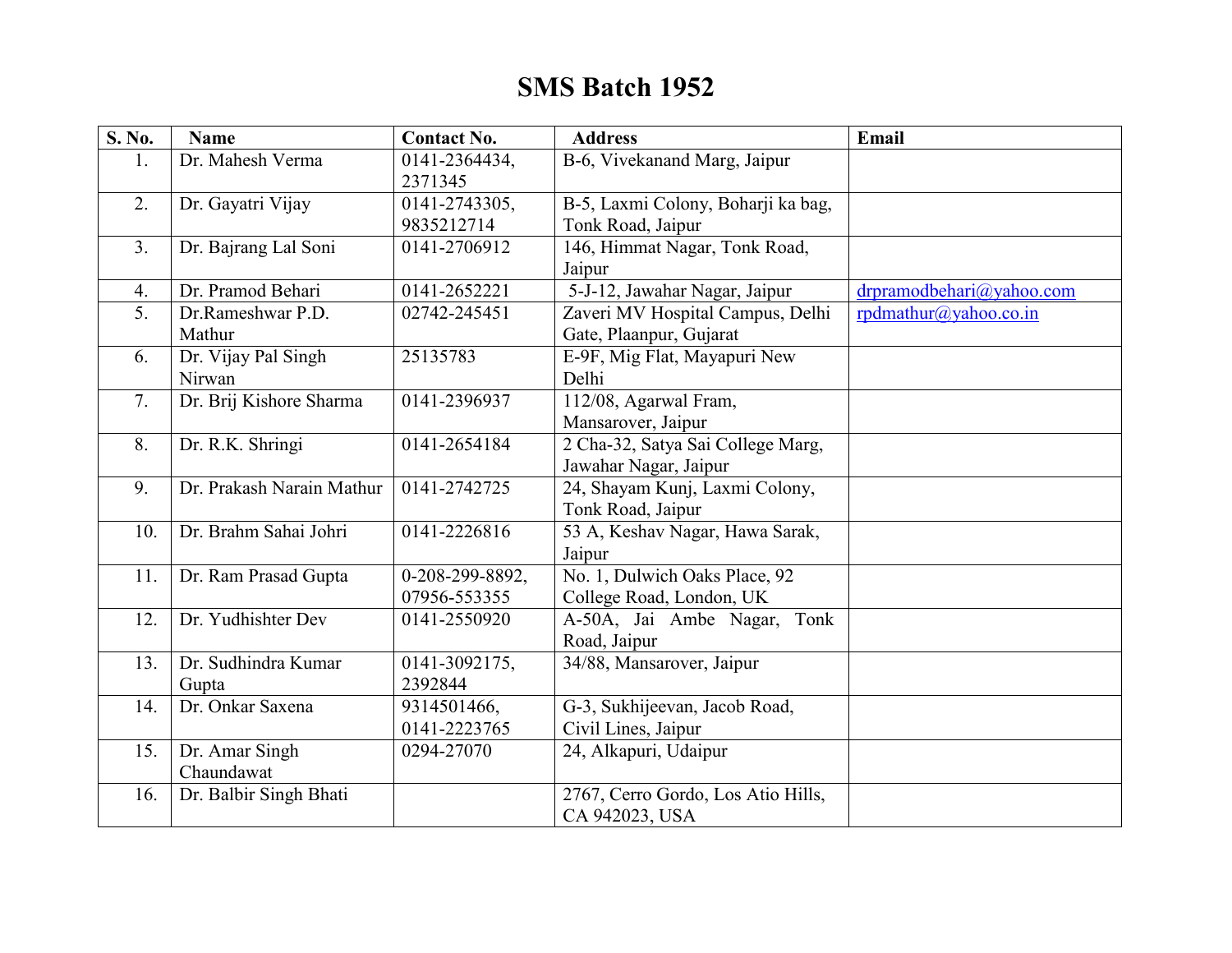# SMS Batch 1952

| S. No. | Name | Contact No. | Address | Email |
|---|---|---|---|---|
| 1. | Dr. Mahesh Verma | 0141-2364434, 2371345 | B-6, Vivekanand Marg, Jaipur | |
| 2. | Dr. Gayatri Vijay | 0141-2743305, 9835212714 | B-5, Laxmi Colony, Boharji ka bag, Tonk Road, Jaipur | |
| 3. | Dr. Bajrang Lal Soni | 0141-2706912 | 146, Himmat Nagar, Tonk Road, Jaipur | |
| 4. | Dr. Pramod Behari | 0141-2652221 | 5-J-12, Jawahar Nagar, Jaipur | drpramodbehari@yahoo.com |
| 5. | Dr.Rameshwar P.D. Mathur | 02742-245451 | Zaveri MV Hospital Campus, Delhi Gate, Plaanpur, Gujarat | rpdmathur@yahoo.co.in |
| 6. | Dr. Vijay Pal Singh Nirwan | 25135783 | E-9F, Mig Flat, Mayapuri New Delhi | |
| 7. | Dr. Brij Kishore Sharma | 0141-2396937 | 112/08, Agarwal Fram, Mansarover, Jaipur | |
| 8. | Dr. R.K. Shringi | 0141-2654184 | 2 Cha-32, Satya Sai College Marg, Jawahar Nagar, Jaipur | |
| 9. | Dr. Prakash Narain Mathur | 0141-2742725 | 24, Shayam Kunj, Laxmi Colony, Tonk Road, Jaipur | |
| 10. | Dr. Brahm Sahai Johri | 0141-2226816 | 53 A, Keshav Nagar, Hawa Sarak, Jaipur | |
| 11. | Dr. Ram Prasad Gupta | 0-208-299-8892, 07956-553355 | No. 1, Dulwich Oaks Place, 92 College Road, London, UK | |
| 12. | Dr. Yudhishter Dev | 0141-2550920 | A-50A, Jai Ambe Nagar, Tonk Road, Jaipur | |
| 13. | Dr. Sudhindra Kumar Gupta | 0141-3092175, 2392844 | 34/88, Mansarover, Jaipur | |
| 14. | Dr. Onkar Saxena | 9314501466, 0141-2223765 | G-3, Sukhijeevan, Jacob Road, Civil Lines, Jaipur | |
| 15. | Dr. Amar Singh Chaundawat | 0294-27070 | 24, Alkapuri, Udaipur | |
| 16. | Dr. Balbir Singh Bhati | | 2767, Cerro Gordo, Los Atio Hills, CA 942023, USA | |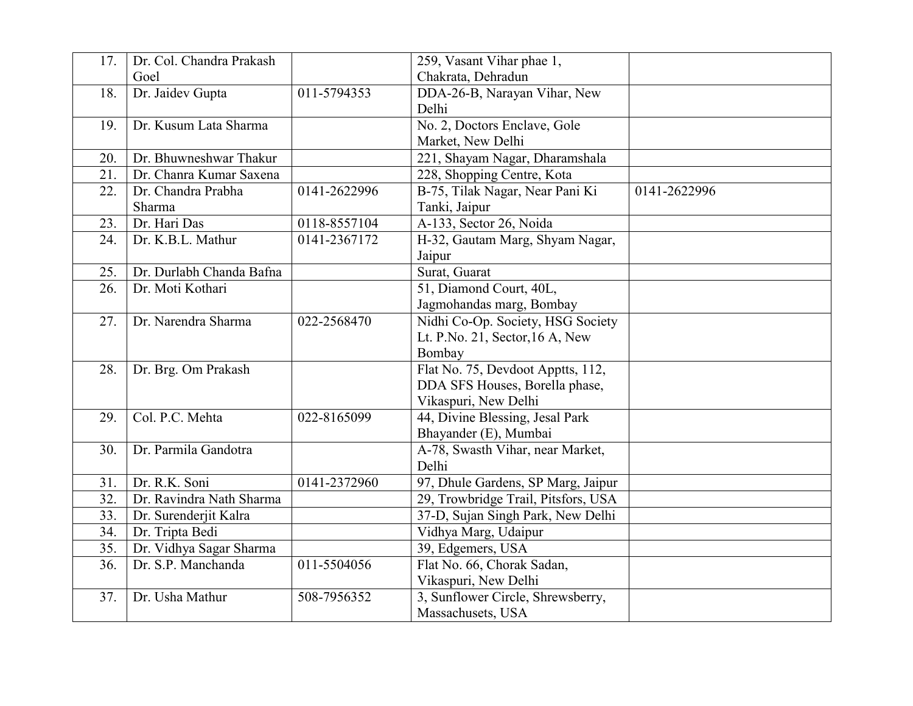| | | | | |
|---|---|---|---|---|
| 17. | Dr. Col. Chandra Prakash Goel | | 259, Vasant Vihar phae 1, Chakrata, Dehradun | |
| 18. | Dr. Jaidev Gupta | 011-5794353 | DDA-26-B, Narayan Vihar, New Delhi | |
| 19. | Dr. Kusum Lata Sharma | | No. 2, Doctors Enclave, Gole Market, New Delhi | |
| 20. | Dr. Bhuwneshwar Thakur | | 221, Shayam Nagar, Dharamshala | |
| 21. | Dr. Chanra Kumar Saxena | | 228, Shopping Centre, Kota | |
| 22. | Dr. Chandra Prabha Sharma | 0141-2622996 | B-75, Tilak Nagar, Near Pani Ki Tanki, Jaipur | 0141-2622996 |
| 23. | Dr. Hari Das | 0118-8557104 | A-133, Sector 26, Noida | |
| 24. | Dr. K.B.L. Mathur | 0141-2367172 | H-32, Gautam Marg, Shyam Nagar, Jaipur | |
| 25. | Dr. Durlabh Chanda Bafna | | Surat, Guarat | |
| 26. | Dr. Moti Kothari | | 51, Diamond Court, 40L, Jagmohandas marg, Bombay | |
| 27. | Dr. Narendra Sharma | 022-2568470 | Nidhi Co-Op. Society, HSG Society Lt. P.No. 21, Sector,16 A, New Bombay | |
| 28. | Dr. Brg. Om Prakash | | Flat No. 75, Devdoot Apptts, 112, DDA SFS Houses, Borella phase, Vikaspuri, New Delhi | |
| 29. | Col. P.C. Mehta | 022-8165099 | 44, Divine Blessing, Jesal Park Bhayander (E), Mumbai | |
| 30. | Dr. Parmila Gandotra | | A-78, Swasth Vihar, near Market, Delhi | |
| 31. | Dr. R.K. Soni | 0141-2372960 | 97, Dhule Gardens, SP Marg, Jaipur | |
| 32. | Dr. Ravindra Nath Sharma | | 29, Trowbridge Trail, Pitsfors, USA | |
| 33. | Dr. Surenderjit Kalra | | 37-D, Sujan Singh Park, New Delhi | |
| 34. | Dr. Tripta Bedi | | Vidhya Marg, Udaipur | |
| 35. | Dr. Vidhya Sagar Sharma | | 39, Edgemers, USA | |
| 36. | Dr. S.P. Manchanda | 011-5504056 | Flat No. 66, Chorak Sadan, Vikaspuri, New Delhi | |
| 37. | Dr. Usha Mathur | 508-7956352 | 3, Sunflower Circle, Shrewsberry, Massachusets, USA | |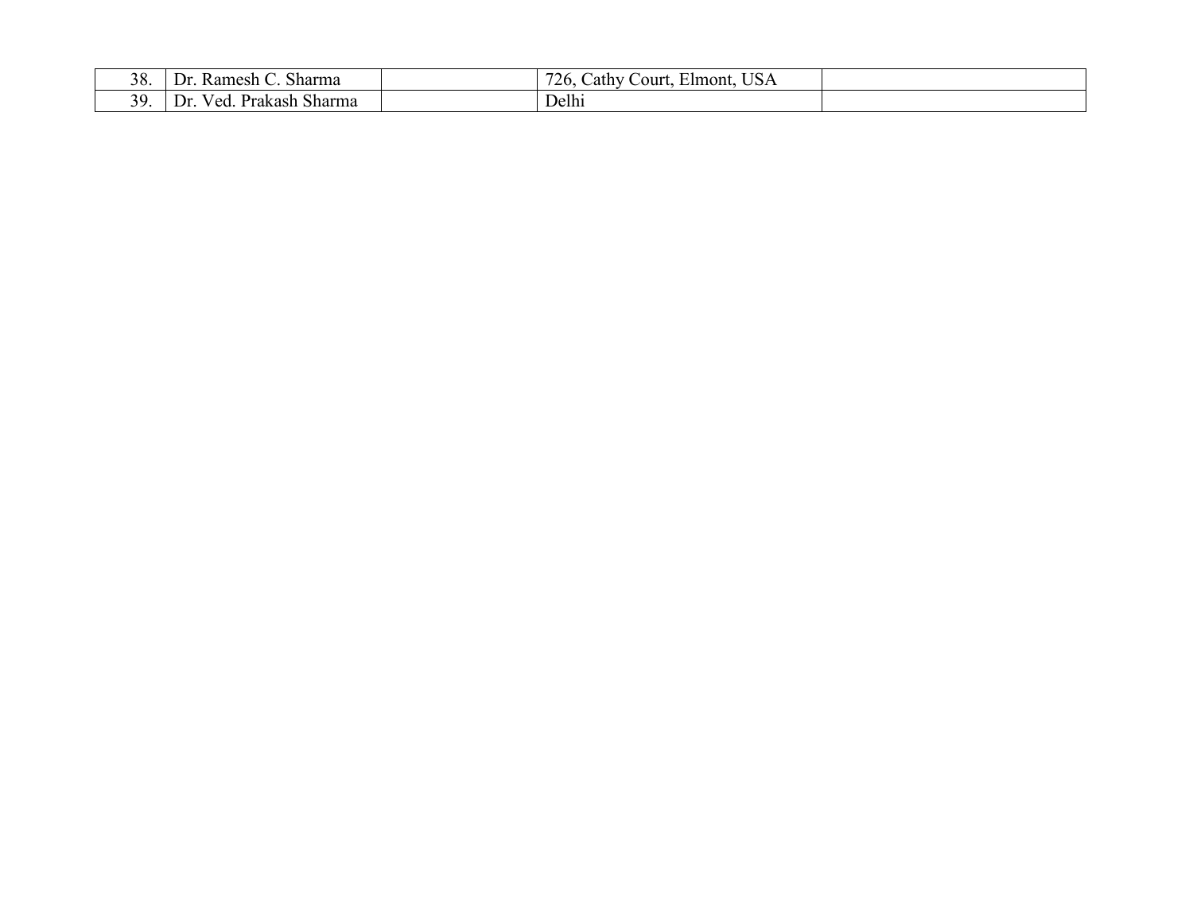| | | | | |
|---|---|---|---|---|
| 38. | Dr. Ramesh C. Sharma | | 726, Cathy Court, Elmont, USA | |
| 39. | Dr. Ved. Prakash Sharma | | Delhi | |